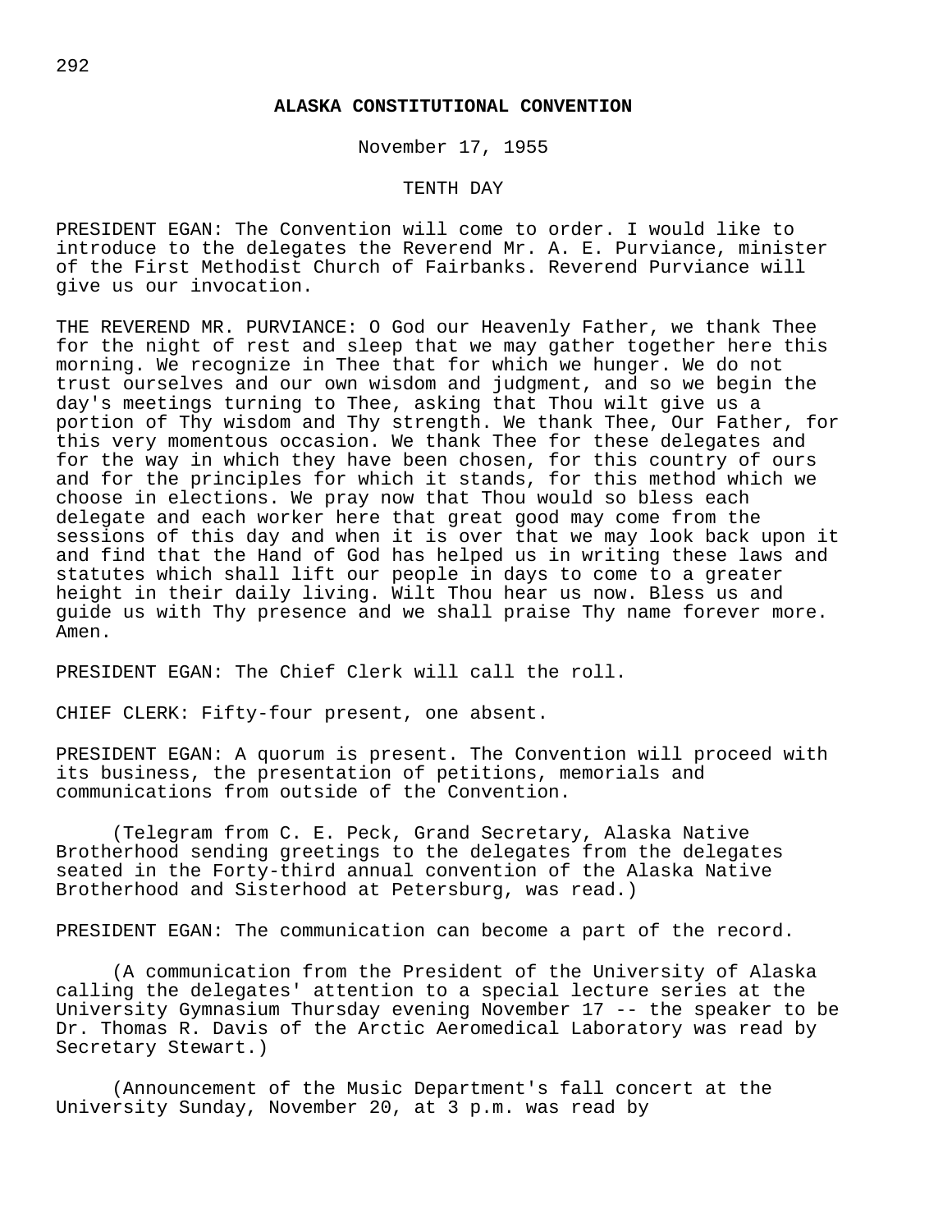# ALASKA CONSTITUTIONAL CONVENTION

November 17, 1955

TENTH DAY

PRESIDENT EGAN: The Convention will come to order. I would like to introduce to the delegates the Reverend Mr. A. E. Purviance, minister of the First Methodist Church of Fairbanks. Reverend Purviance will give us our invocation.

THE REVEREND MR. PURVIANCE: O God our Heavenly Father, we thank Thee for the night of rest and sleep that we may gather together here this morning. We recognize in Thee that for which we hunger. We do not trust ourselves and our own wisdom and judgment, and so we begin the day's meetings turning to Thee, asking that Thou wilt give us a portion of Thy wisdom and Thy strength. We thank Thee, Our Father, for this very momentous occasion. We thank Thee for these delegates and for the way in which they have been chosen, for this country of ours and for the principles for which it stands, for this method which we choose in elections. We pray now that Thou would so bless each delegate and each worker here that great good may come from the sessions of this day and when it is over that we may look back upon it and find that the Hand of God has helped us in writing these laws and statutes which shall lift our people in days to come to a greater height in their daily living. Wilt Thou hear us now. Bless us and guide us with Thy presence and we shall praise Thy name forever more. Amen.

PRESIDENT EGAN: The Chief Clerk will call the roll.

CHIEF CLERK: Fifty-four present, one absent.

PRESIDENT EGAN: A quorum is present. The Convention will proceed with its business, the presentation of petitions, memorials and communications from outside of the Convention.

(Telegram from C. E. Peck, Grand Secretary, Alaska Native Brotherhood sending greetings to the delegates from the delegates seated in the Forty-third annual convention of the Alaska Native Brotherhood and Sisterhood at Petersburg, was read.)

PRESIDENT EGAN: The communication can become a part of the record.

(A communication from the President of the University of Alaska calling the delegates' attention to a special lecture series at the University Gymnasium Thursday evening November 17 -- the speaker to be Dr. Thomas R. Davis of the Arctic Aeromedical Laboratory was read by Secretary Stewart.)

(Announcement of the Music Department's fall concert at the University Sunday, November 20, at 3 p.m. was read by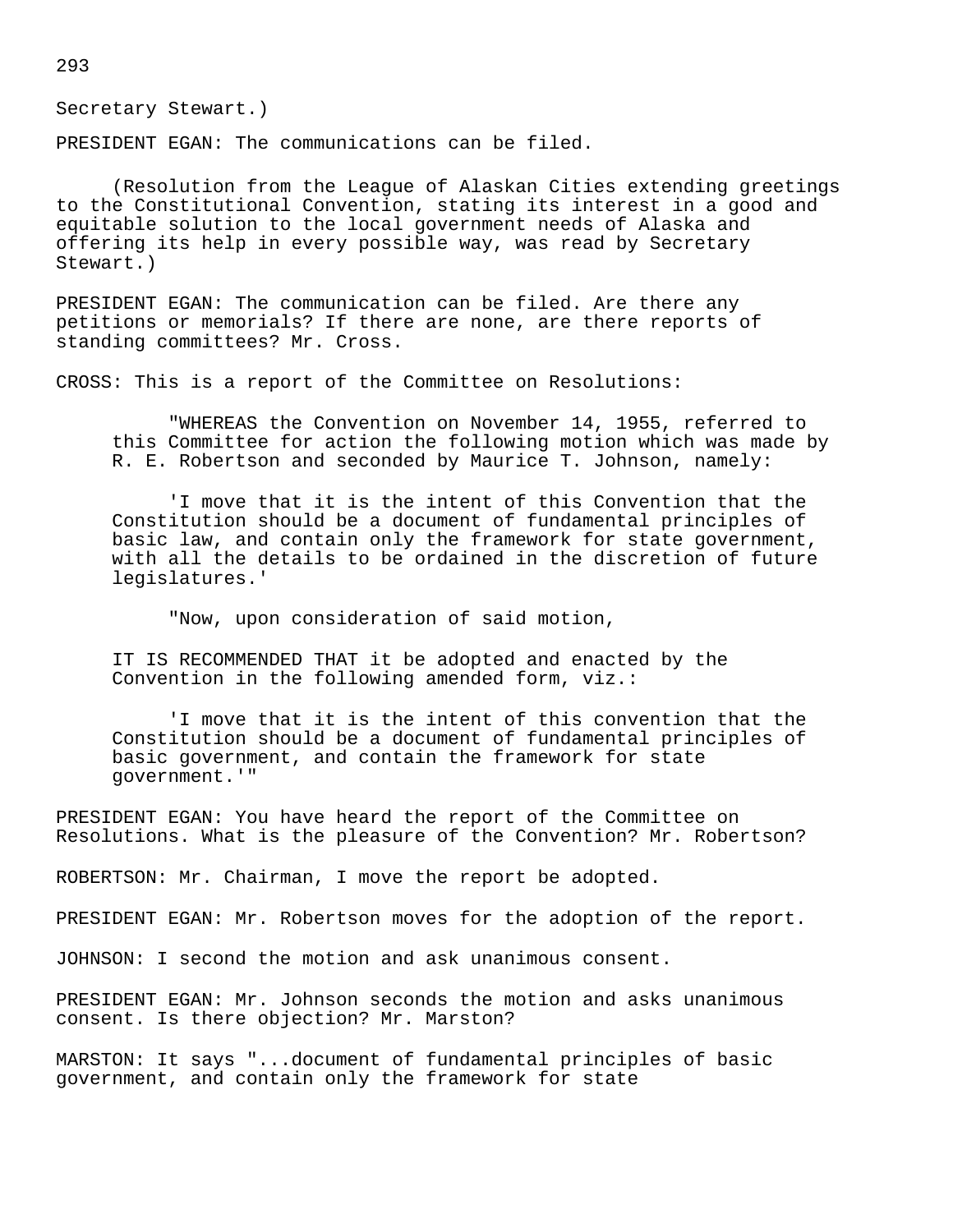Secretary Stewart.)

PRESIDENT EGAN: The communications can be filed.

(Resolution from the League of Alaskan Cities extending greetings to the Constitutional Convention, stating its interest in a good and equitable solution to the local government needs of Alaska and offering its help in every possible way, was read by Secretary Stewart.)

PRESIDENT EGAN: The communication can be filed. Are there any petitions or memorials? If there are none, are there reports of standing committees? Mr. Cross.

CROSS: This is a report of the Committee on Resolutions:

> "WHEREAS the Convention on November 14, 1955, referred to this Committee for action the following motion which was made by R. E. Robertson and seconded by Maurice T. Johnson, namely:
>
> 'I move that it is the intent of this Convention that the Constitution should be a document of fundamental principles of basic law, and contain only the framework for state government, with all the details to be ordained in the discretion of future legislatures.'
>
> "Now, upon consideration of said motion,
>
> IT IS RECOMMENDED THAT it be adopted and enacted by the Convention in the following amended form, viz.:
>
> 'I move that it is the intent of this convention that the Constitution should be a document of fundamental principles of basic government, and contain the framework for state government.'"

PRESIDENT EGAN: You have heard the report of the Committee on Resolutions. What is the pleasure of the Convention? Mr. Robertson?

ROBERTSON: Mr. Chairman, I move the report be adopted.

PRESIDENT EGAN: Mr. Robertson moves for the adoption of the report.

JOHNSON: I second the motion and ask unanimous consent.

PRESIDENT EGAN: Mr. Johnson seconds the motion and asks unanimous consent. Is there objection? Mr. Marston?

MARSTON: It says "...document of fundamental principles of basic government, and contain only the framework for state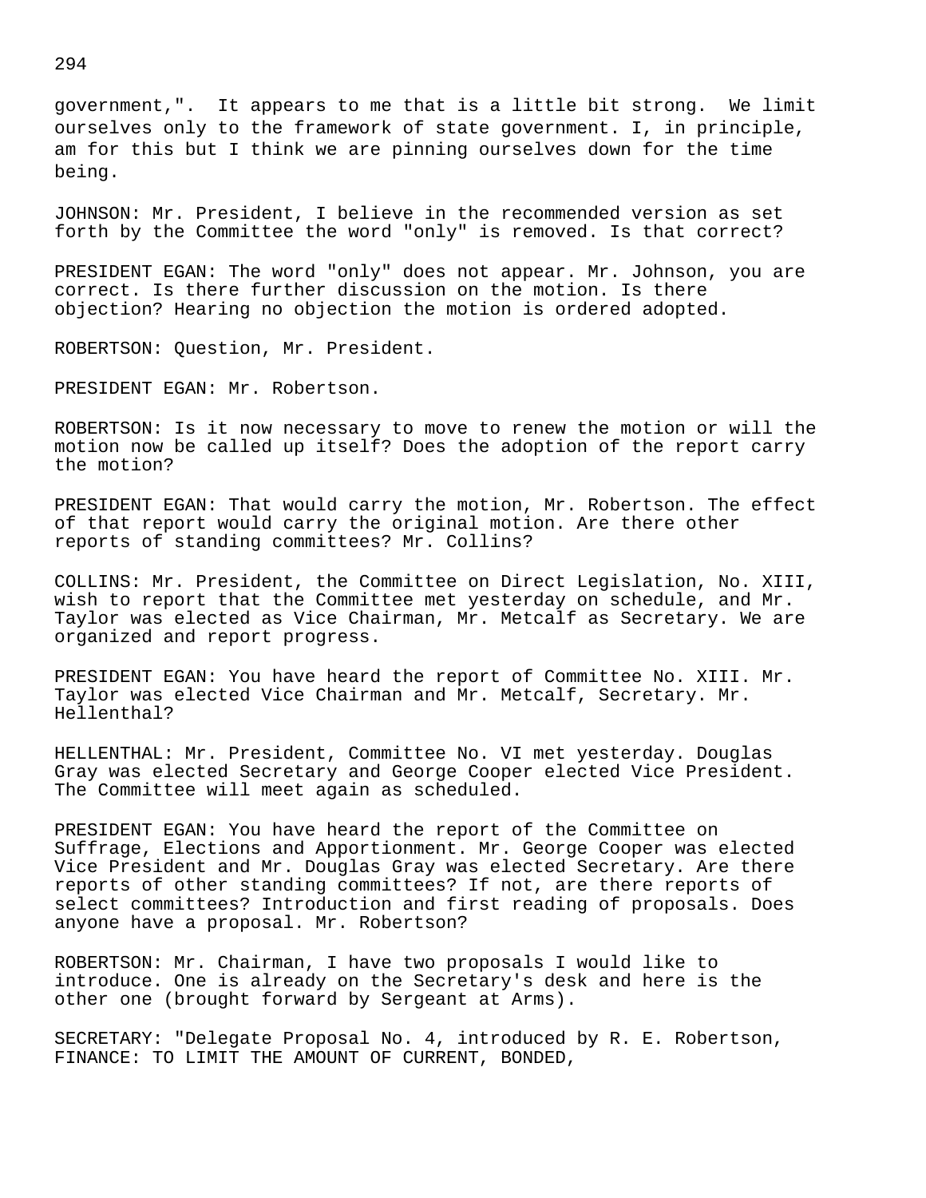government,". It appears to me that is a little bit strong. We limit ourselves only to the framework of state government. I, in principle, am for this but I think we are pinning ourselves down for the time being.

JOHNSON: Mr. President, I believe in the recommended version as set forth by the Committee the word "only" is removed. Is that correct?

PRESIDENT EGAN: The word "only" does not appear. Mr. Johnson, you are correct. Is there further discussion on the motion. Is there objection? Hearing no objection the motion is ordered adopted.

ROBERTSON: Question, Mr. President.

PRESIDENT EGAN: Mr. Robertson.

ROBERTSON: Is it now necessary to move to renew the motion or will the motion now be called up itself? Does the adoption of the report carry the motion?

PRESIDENT EGAN: That would carry the motion, Mr. Robertson. The effect of that report would carry the original motion. Are there other reports of standing committees? Mr. Collins?

COLLINS: Mr. President, the Committee on Direct Legislation, No. XIII, wish to report that the Committee met yesterday on schedule, and Mr. Taylor was elected as Vice Chairman, Mr. Metcalf as Secretary. We are organized and report progress.

PRESIDENT EGAN: You have heard the report of Committee No. XIII. Mr. Taylor was elected Vice Chairman and Mr. Metcalf, Secretary. Mr. Hellenthal?

HELLENTHAL: Mr. President, Committee No. VI met yesterday. Douglas Gray was elected Secretary and George Cooper elected Vice President. The Committee will meet again as scheduled.

PRESIDENT EGAN: You have heard the report of the Committee on Suffrage, Elections and Apportionment. Mr. George Cooper was elected Vice President and Mr. Douglas Gray was elected Secretary. Are there reports of other standing committees? If not, are there reports of select committees? Introduction and first reading of proposals. Does anyone have a proposal. Mr. Robertson?

ROBERTSON: Mr. Chairman, I have two proposals I would like to introduce. One is already on the Secretary's desk and here is the other one (brought forward by Sergeant at Arms).

SECRETARY: "Delegate Proposal No. 4, introduced by R. E. Robertson, FINANCE: TO LIMIT THE AMOUNT OF CURRENT, BONDED,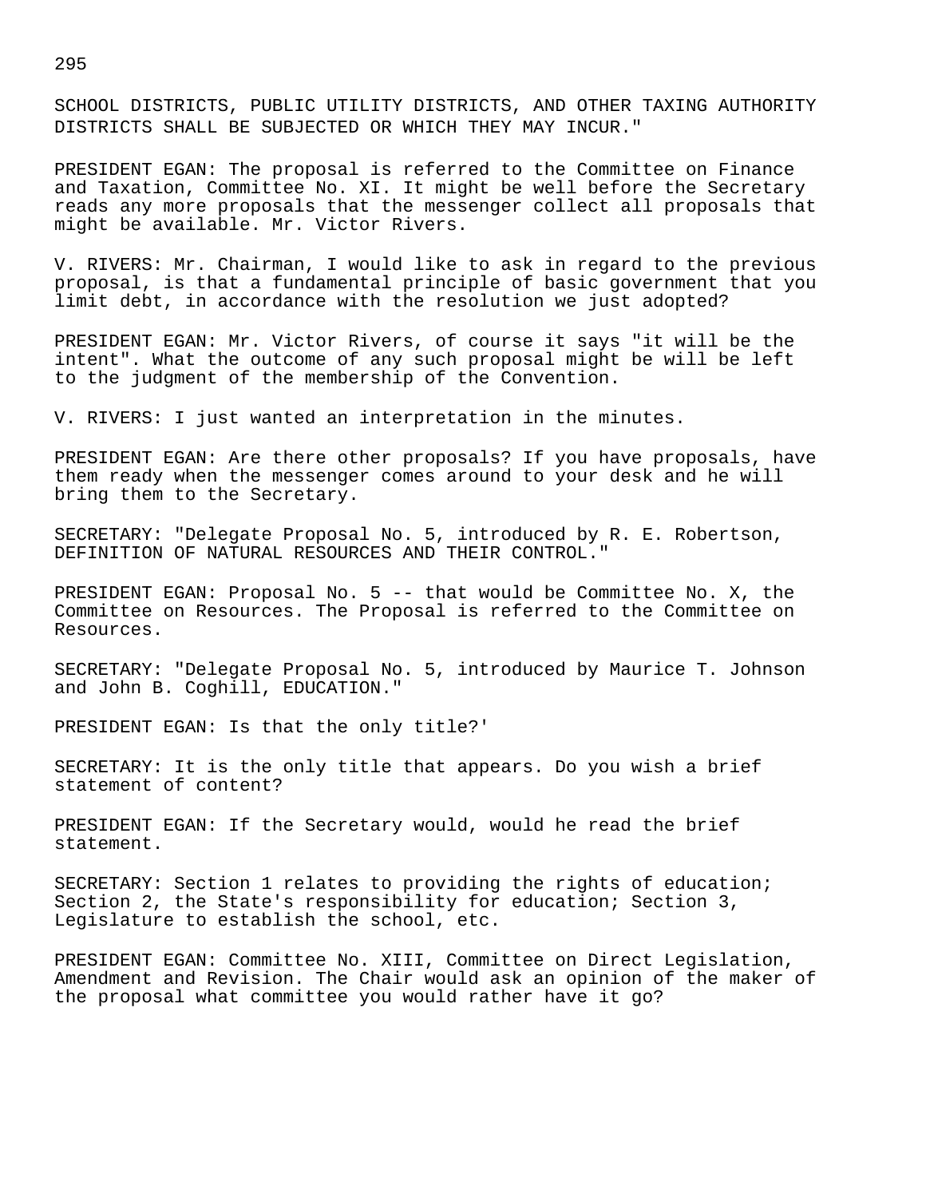SCHOOL DISTRICTS, PUBLIC UTILITY DISTRICTS, AND OTHER TAXING AUTHORITY DISTRICTS SHALL BE SUBJECTED OR WHICH THEY MAY INCUR."

PRESIDENT EGAN: The proposal is referred to the Committee on Finance and Taxation, Committee No. XI. It might be well before the Secretary reads any more proposals that the messenger collect all proposals that might be available. Mr. Victor Rivers.

V. RIVERS: Mr. Chairman, I would like to ask in regard to the previous proposal, is that a fundamental principle of basic government that you limit debt, in accordance with the resolution we just adopted?

PRESIDENT EGAN: Mr. Victor Rivers, of course it says "it will be the intent". What the outcome of any such proposal might be will be left to the judgment of the membership of the Convention.

V. RIVERS: I just wanted an interpretation in the minutes.

PRESIDENT EGAN: Are there other proposals? If you have proposals, have them ready when the messenger comes around to your desk and he will bring them to the Secretary.

SECRETARY: "Delegate Proposal No. 5, introduced by R. E. Robertson, DEFINITION OF NATURAL RESOURCES AND THEIR CONTROL."

PRESIDENT EGAN: Proposal No. 5 -- that would be Committee No. X, the Committee on Resources. The Proposal is referred to the Committee on Resources.

SECRETARY: "Delegate Proposal No. 5, introduced by Maurice T. Johnson and John B. Coghill, EDUCATION."

PRESIDENT EGAN: Is that the only title?'

SECRETARY: It is the only title that appears. Do you wish a brief statement of content?

PRESIDENT EGAN: If the Secretary would, would he read the brief statement.

SECRETARY: Section 1 relates to providing the rights of education; Section 2, the State's responsibility for education; Section 3, Legislature to establish the school, etc.

PRESIDENT EGAN: Committee No. XIII, Committee on Direct Legislation, Amendment and Revision. The Chair would ask an opinion of the maker of the proposal what committee you would rather have it go?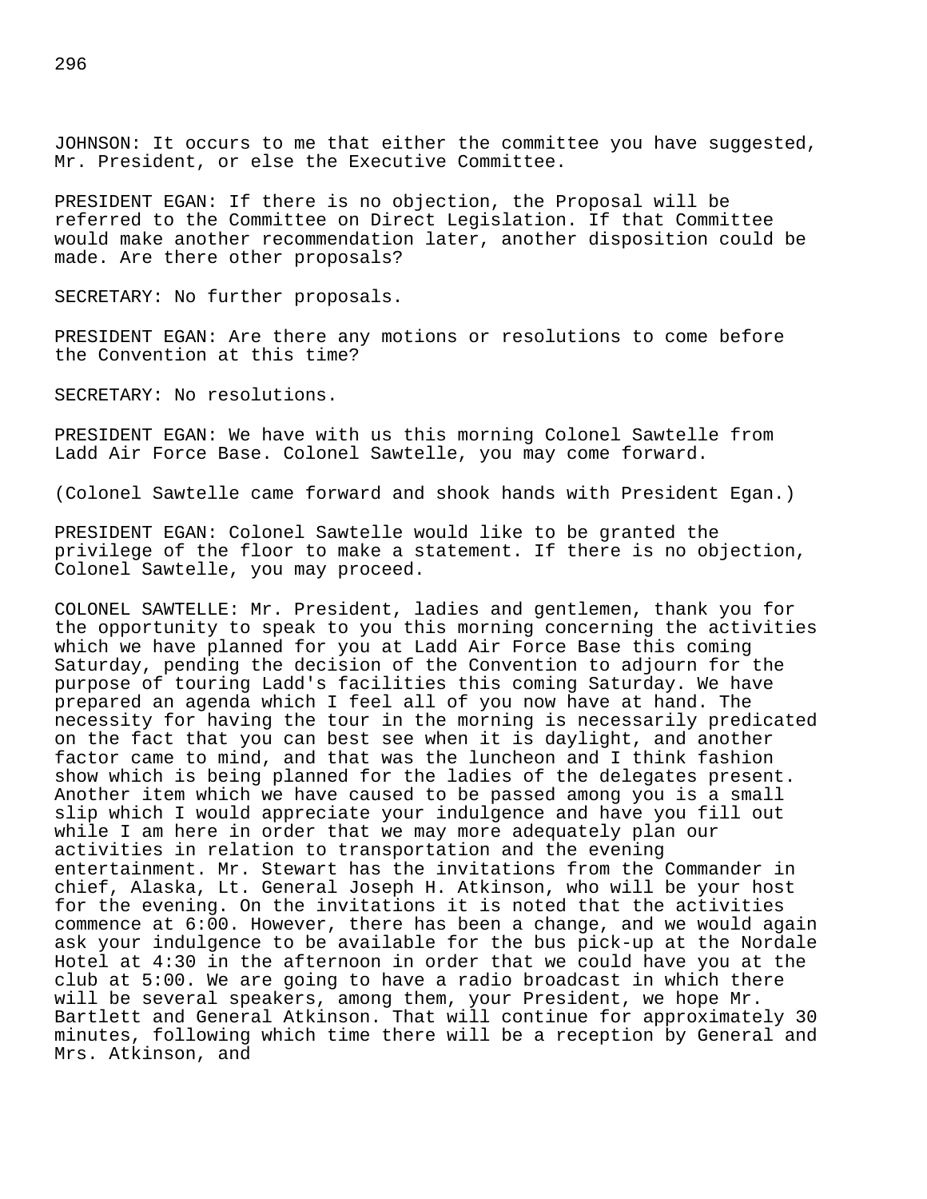JOHNSON: It occurs to me that either the committee you have suggested, Mr. President, or else the Executive Committee.

PRESIDENT EGAN: If there is no objection, the Proposal will be referred to the Committee on Direct Legislation. If that Committee would make another recommendation later, another disposition could be made. Are there other proposals?

SECRETARY: No further proposals.

PRESIDENT EGAN: Are there any motions or resolutions to come before the Convention at this time?

SECRETARY: No resolutions.

PRESIDENT EGAN: We have with us this morning Colonel Sawtelle from Ladd Air Force Base. Colonel Sawtelle, you may come forward.

(Colonel Sawtelle came forward and shook hands with President Egan.)

PRESIDENT EGAN: Colonel Sawtelle would like to be granted the privilege of the floor to make a statement. If there is no objection, Colonel Sawtelle, you may proceed.

COLONEL SAWTELLE: Mr. President, ladies and gentlemen, thank you for the opportunity to speak to you this morning concerning the activities which we have planned for you at Ladd Air Force Base this coming Saturday, pending the decision of the Convention to adjourn for the purpose of touring Ladd's facilities this coming Saturday. We have prepared an agenda which I feel all of you now have at hand. The necessity for having the tour in the morning is necessarily predicated on the fact that you can best see when it is daylight, and another factor came to mind, and that was the luncheon and I think fashion show which is being planned for the ladies of the delegates present. Another item which we have caused to be passed among you is a small slip which I would appreciate your indulgence and have you fill out while I am here in order that we may more adequately plan our activities in relation to transportation and the evening entertainment. Mr. Stewart has the invitations from the Commander in chief, Alaska, Lt. General Joseph H. Atkinson, who will be your host for the evening. On the invitations it is noted that the activities commence at 6:00. However, there has been a change, and we would again ask your indulgence to be available for the bus pick-up at the Nordale Hotel at 4:30 in the afternoon in order that we could have you at the club at 5:00. We are going to have a radio broadcast in which there will be several speakers, among them, your President, we hope Mr. Bartlett and General Atkinson. That will continue for approximately 30 minutes, following which time there will be a reception by General and Mrs. Atkinson, and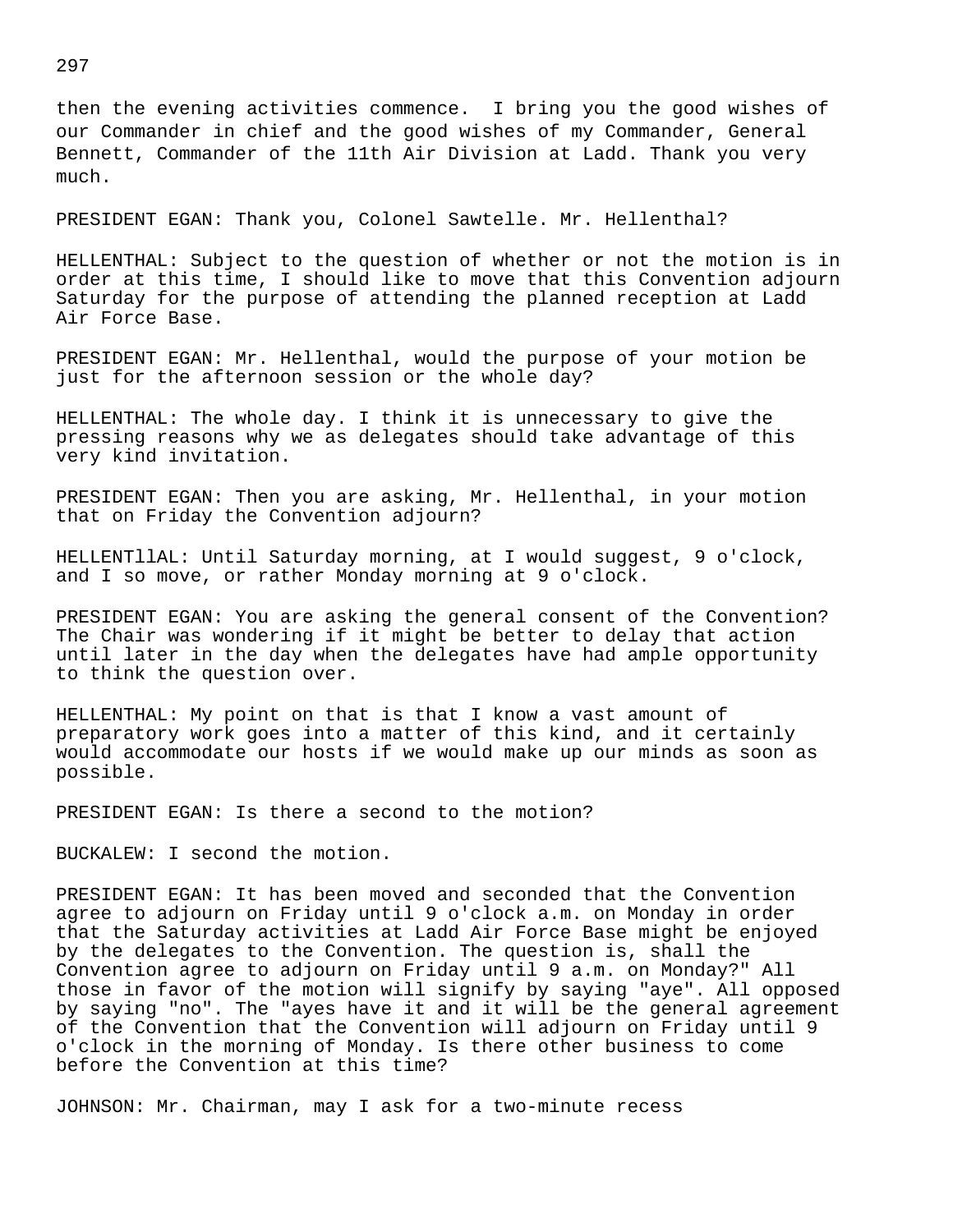then the evening activities commence. I bring you the good wishes of our Commander in chief and the good wishes of my Commander, General Bennett, Commander of the 11th Air Division at Ladd. Thank you very much.

PRESIDENT EGAN: Thank you, Colonel Sawtelle. Mr. Hellenthal?

HELLENTHAL: Subject to the question of whether or not the motion is in order at this time, I should like to move that this Convention adjourn Saturday for the purpose of attending the planned reception at Ladd Air Force Base.

PRESIDENT EGAN: Mr. Hellenthal, would the purpose of your motion be just for the afternoon session or the whole day?

HELLENTHAL: The whole day. I think it is unnecessary to give the pressing reasons why we as delegates should take advantage of this very kind invitation.

PRESIDENT EGAN: Then you are asking, Mr. Hellenthal, in your motion that on Friday the Convention adjourn?

HELLENTlIAL: Until Saturday morning, at I would suggest, 9 o'clock, and I so move, or rather Monday morning at 9 o'clock.

PRESIDENT EGAN: You are asking the general consent of the Convention? The Chair was wondering if it might be better to delay that action until later in the day when the delegates have had ample opportunity to think the question over.

HELLENTHAL: My point on that is that I know a vast amount of preparatory work goes into a matter of this kind, and it certainly would accommodate our hosts if we would make up our minds as soon as possible.

PRESIDENT EGAN: Is there a second to the motion?

BUCKALEW: I second the motion.

PRESIDENT EGAN: It has been moved and seconded that the Convention agree to adjourn on Friday until 9 o'clock a.m. on Monday in order that the Saturday activities at Ladd Air Force Base might be enjoyed by the delegates to the Convention. The question is, shall the Convention agree to adjourn on Friday until 9 a.m. on Monday?" All those in favor of the motion will signify by saying "aye". All opposed by saying "no". The "ayes have it and it will be the general agreement of the Convention that the Convention will adjourn on Friday until 9 o'clock in the morning of Monday. Is there other business to come before the Convention at this time?

JOHNSON: Mr. Chairman, may I ask for a two-minute recess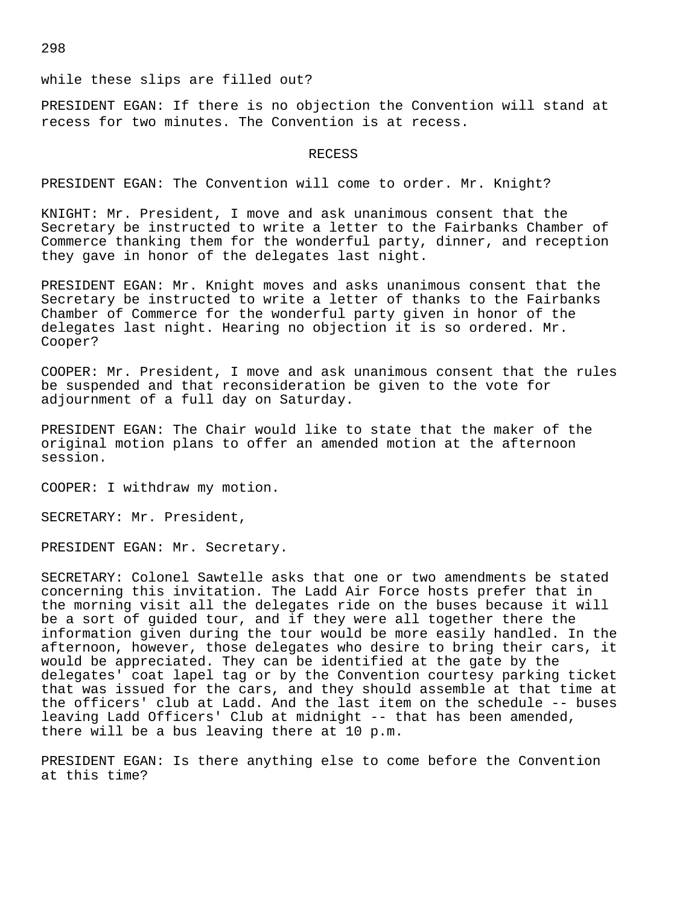while these slips are filled out?

PRESIDENT EGAN: If there is no objection the Convention will stand at recess for two minutes. The Convention is at recess.

RECESS

PRESIDENT EGAN: The Convention will come to order. Mr. Knight?

KNIGHT: Mr. President, I move and ask unanimous consent that the Secretary be instructed to write a letter to the Fairbanks Chamber of Commerce thanking them for the wonderful party, dinner, and reception they gave in honor of the delegates last night.

PRESIDENT EGAN: Mr. Knight moves and asks unanimous consent that the Secretary be instructed to write a letter of thanks to the Fairbanks Chamber of Commerce for the wonderful party given in honor of the delegates last night. Hearing no objection it is so ordered. Mr. Cooper?

COOPER: Mr. President, I move and ask unanimous consent that the rules be suspended and that reconsideration be given to the vote for adjournment of a full day on Saturday.

PRESIDENT EGAN: The Chair would like to state that the maker of the original motion plans to offer an amended motion at the afternoon session.

COOPER: I withdraw my motion.

SECRETARY: Mr. President,

PRESIDENT EGAN: Mr. Secretary.

SECRETARY: Colonel Sawtelle asks that one or two amendments be stated concerning this invitation. The Ladd Air Force hosts prefer that in the morning visit all the delegates ride on the buses because it will be a sort of guided tour, and if they were all together there the information given during the tour would be more easily handled. In the afternoon, however, those delegates who desire to bring their cars, it would be appreciated. They can be identified at the gate by the delegates' coat lapel tag or by the Convention courtesy parking ticket that was issued for the cars, and they should assemble at that time at the officers' club at Ladd. And the last item on the schedule -- buses leaving Ladd Officers' Club at midnight -- that has been amended, there will be a bus leaving there at 10 p.m.

PRESIDENT EGAN: Is there anything else to come before the Convention at this time?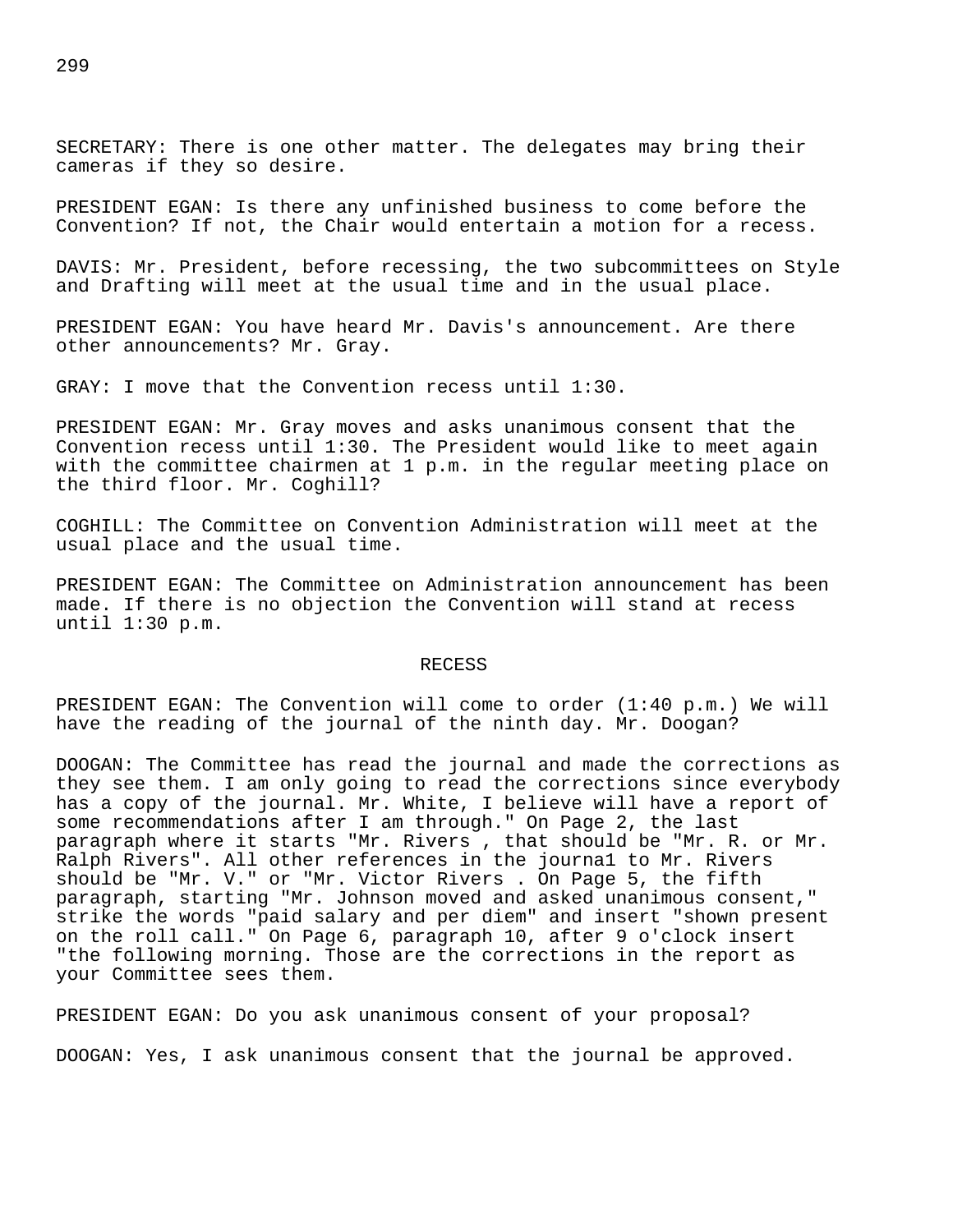SECRETARY: There is one other matter. The delegates may bring their cameras if they so desire.

PRESIDENT EGAN: Is there any unfinished business to come before the Convention? If not, the Chair would entertain a motion for a recess.

DAVIS: Mr. President, before recessing, the two subcommittees on Style and Drafting will meet at the usual time and in the usual place.

PRESIDENT EGAN: You have heard Mr. Davis's announcement. Are there other announcements? Mr. Gray.

GRAY: I move that the Convention recess until 1:30.

PRESIDENT EGAN: Mr. Gray moves and asks unanimous consent that the Convention recess until 1:30. The President would like to meet again with the committee chairmen at 1 p.m. in the regular meeting place on the third floor. Mr. Coghill?

COGHILL: The Committee on Convention Administration will meet at the usual place and the usual time.

PRESIDENT EGAN: The Committee on Administration announcement has been made. If there is no objection the Convention will stand at recess until 1:30 p.m.

RECESS

PRESIDENT EGAN: The Convention will come to order (1:40 p.m.) We will have the reading of the journal of the ninth day. Mr. Doogan?

DOOGAN: The Committee has read the journal and made the corrections as they see them. I am only going to read the corrections since everybody has a copy of the journal. Mr. White, I believe will have a report of some recommendations after I am through." On Page 2, the last paragraph where it starts "Mr. Rivers , that should be "Mr. R. or Mr. Ralph Rivers". All other references in the journa1 to Mr. Rivers should be "Mr. V." or "Mr. Victor Rivers . On Page 5, the fifth paragraph, starting "Mr. Johnson moved and asked unanimous consent," strike the words "paid salary and per diem" and insert "shown present on the roll call." On Page 6, paragraph 10, after 9 o'clock insert "the following morning. Those are the corrections in the report as your Committee sees them.

PRESIDENT EGAN: Do you ask unanimous consent of your proposal?

DOOGAN: Yes, I ask unanimous consent that the journal be approved.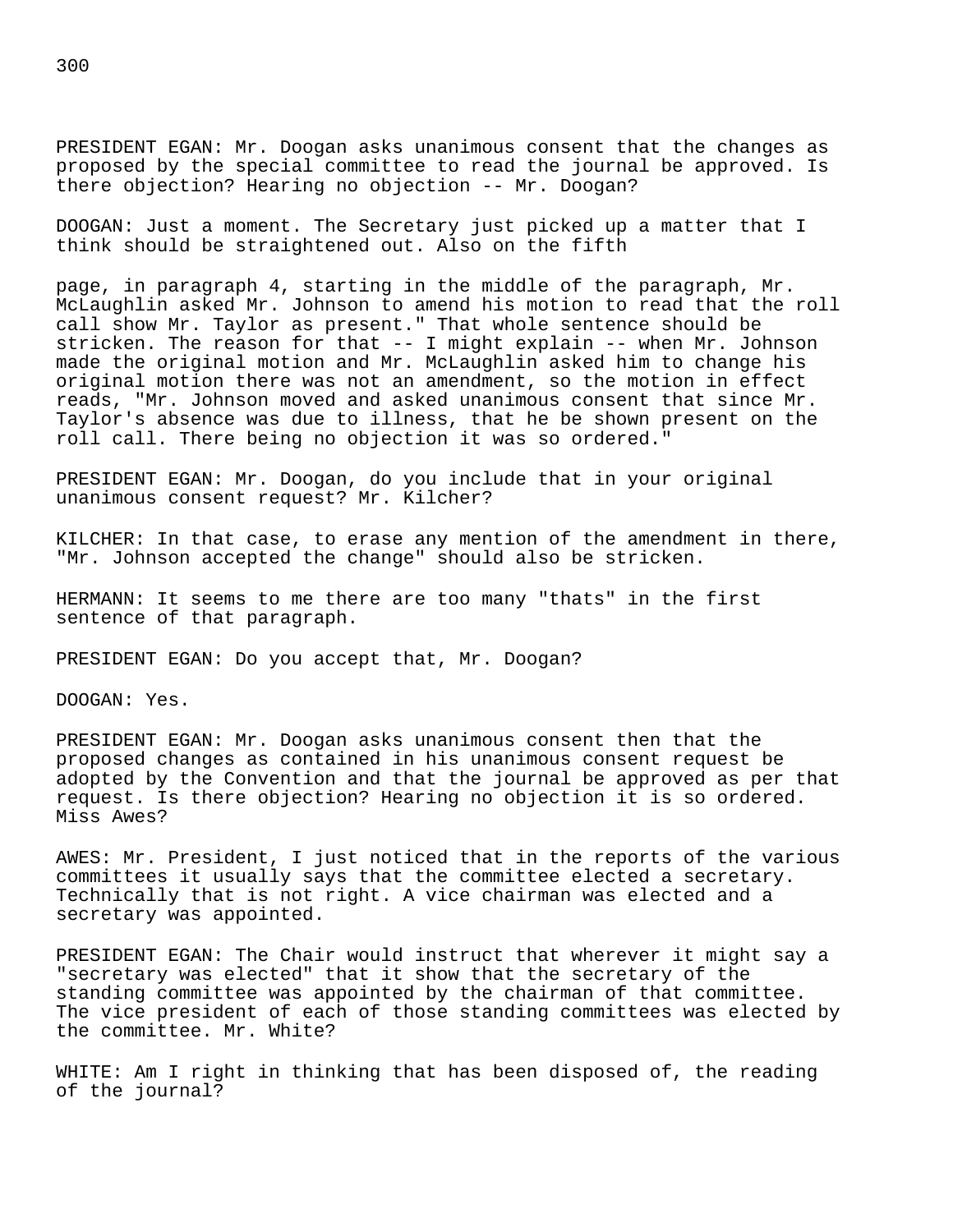PRESIDENT EGAN: Mr. Doogan asks unanimous consent that the changes as proposed by the special committee to read the journal be approved. Is there objection? Hearing no objection -- Mr. Doogan?

DOOGAN: Just a moment. The Secretary just picked up a matter that I think should be straightened out. Also on the fifth

page, in paragraph 4, starting in the middle of the paragraph, Mr. McLaughlin asked Mr. Johnson to amend his motion to read that the roll call show Mr. Taylor as present." That whole sentence should be stricken. The reason for that -- I might explain -- when Mr. Johnson made the original motion and Mr. McLaughlin asked him to change his original motion there was not an amendment, so the motion in effect reads, "Mr. Johnson moved and asked unanimous consent that since Mr. Taylor's absence was due to illness, that he be shown present on the roll call. There being no objection it was so ordered."

PRESIDENT EGAN: Mr. Doogan, do you include that in your original unanimous consent request? Mr. Kilcher?

KILCHER: In that case, to erase any mention of the amendment in there, "Mr. Johnson accepted the change" should also be stricken.

HERMANN: It seems to me there are too many "thats" in the first sentence of that paragraph.

PRESIDENT EGAN: Do you accept that, Mr. Doogan?

DOOGAN: Yes.

PRESIDENT EGAN: Mr. Doogan asks unanimous consent then that the proposed changes as contained in his unanimous consent request be adopted by the Convention and that the journal be approved as per that request. Is there objection? Hearing no objection it is so ordered. Miss Awes?

AWES: Mr. President, I just noticed that in the reports of the various committees it usually says that the committee elected a secretary. Technically that is not right. A vice chairman was elected and a secretary was appointed.

PRESIDENT EGAN: The Chair would instruct that wherever it might say a "secretary was elected" that it show that the secretary of the standing committee was appointed by the chairman of that committee. The vice president of each of those standing committees was elected by the committee. Mr. White?

WHITE: Am I right in thinking that has been disposed of, the reading of the journal?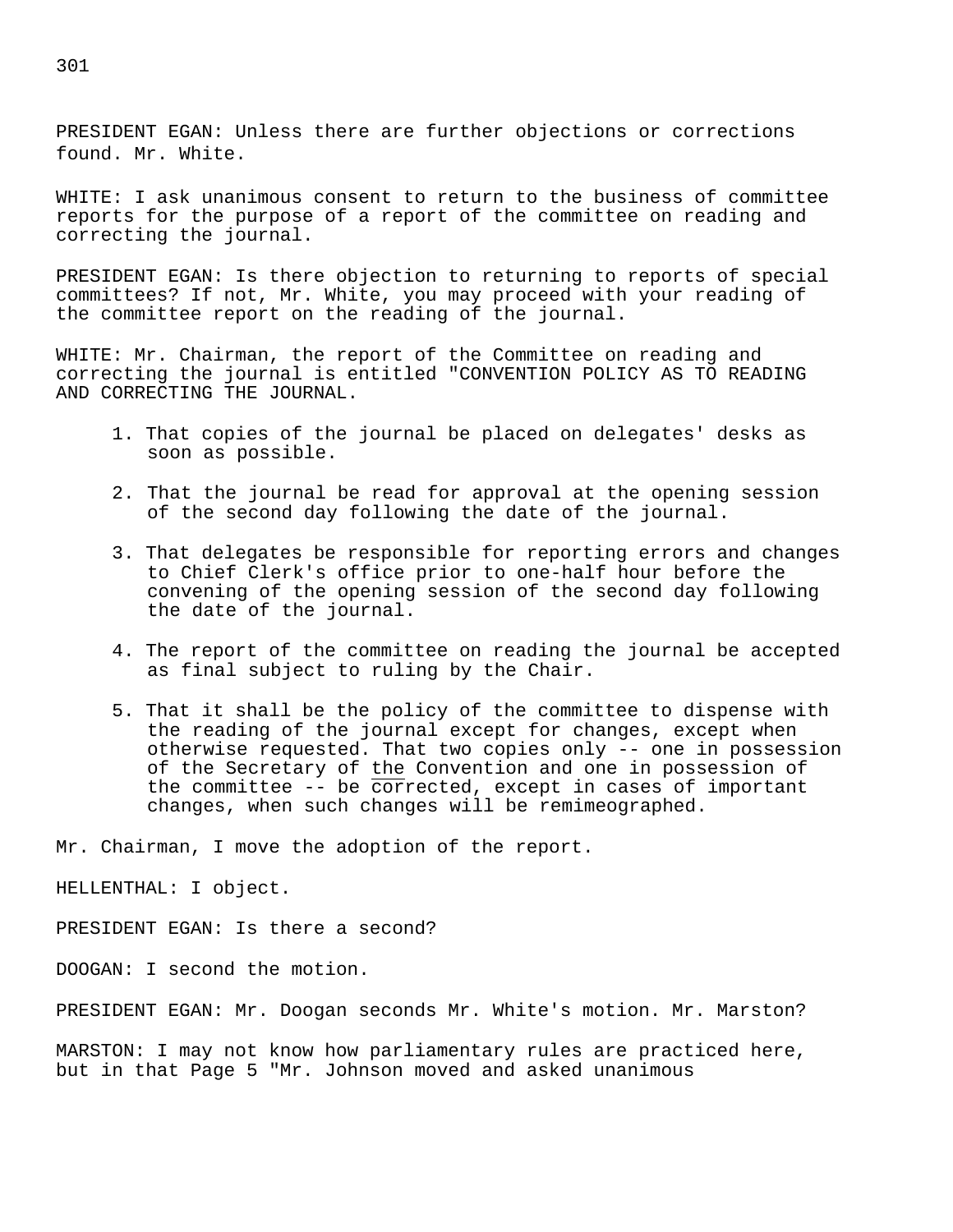PRESIDENT EGAN: Unless there are further objections or corrections found. Mr. White.

WHITE: I ask unanimous consent to return to the business of committee reports for the purpose of a report of the committee on reading and correcting the journal.

PRESIDENT EGAN: Is there objection to returning to reports of special committees? If not, Mr. White, you may proceed with your reading of the committee report on the reading of the journal.

WHITE: Mr. Chairman, the report of the Committee on reading and correcting the journal is entitled "CONVENTION POLICY AS TO READING AND CORRECTING THE JOURNAL.

1. That copies of the journal be placed on delegates' desks as soon as possible.

2. That the journal be read for approval at the opening session of the second day following the date of the journal.

3. That delegates be responsible for reporting errors and changes to Chief Clerk's office prior to one-half hour before the convening of the opening session of the second day following the date of the journal.

4. The report of the committee on reading the journal be accepted as final subject to ruling by the Chair.

5. That it shall be the policy of the committee to dispense with the reading of the journal except for changes, except when otherwise requested. That two copies only -- one in possession of the Secretary of the Convention and one in possession of the committee -- be corrected, except in cases of important changes, when such changes will be remimeographed.

Mr. Chairman, I move the adoption of the report.

HELLENTHAL: I object.

PRESIDENT EGAN: Is there a second?

DOOGAN: I second the motion.

PRESIDENT EGAN: Mr. Doogan seconds Mr. White's motion. Mr. Marston?

MARSTON: I may not know how parliamentary rules are practiced here, but in that Page 5 "Mr. Johnson moved and asked unanimous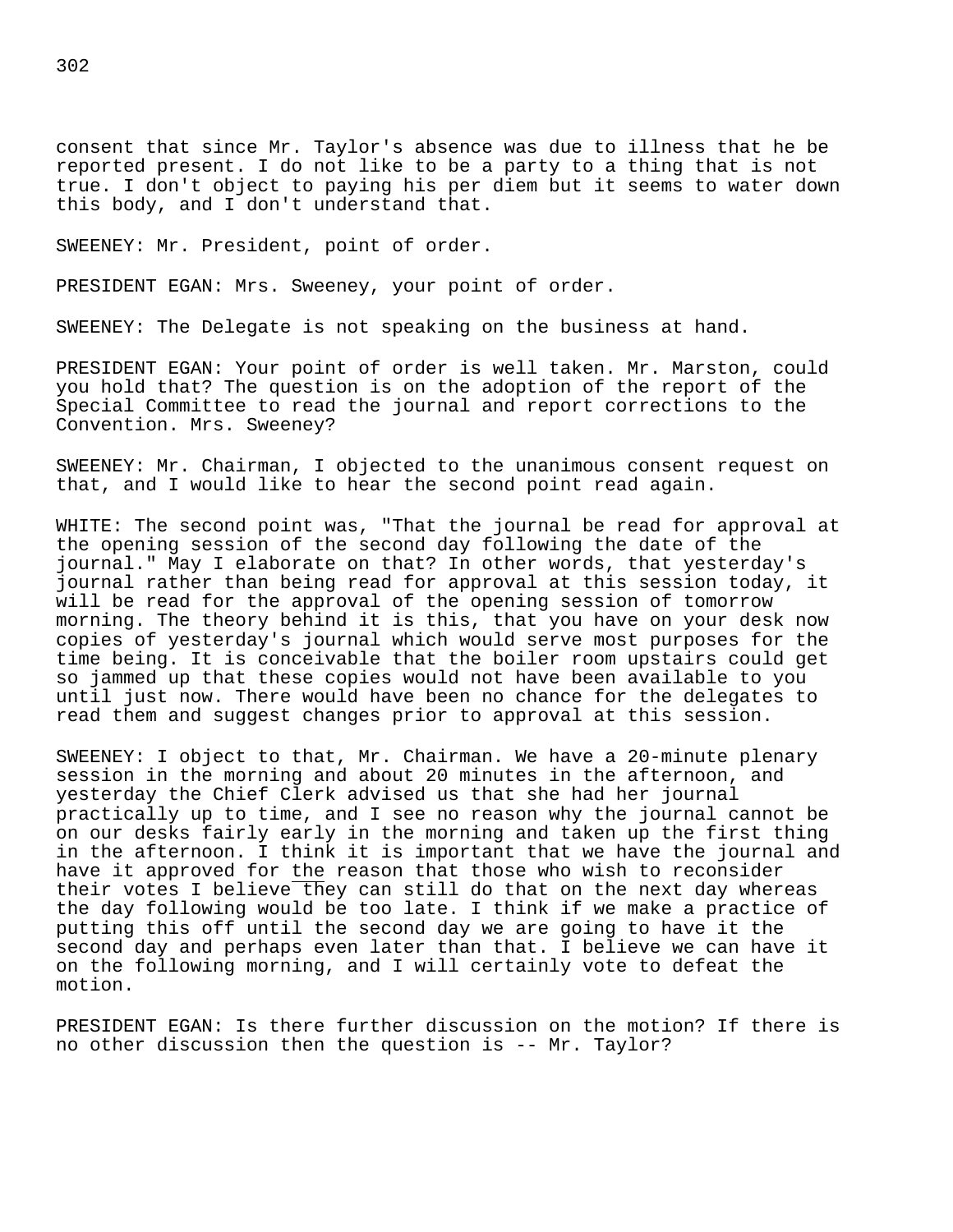consent that since Mr. Taylor's absence was due to illness that he be reported present. I do not like to be a party to a thing that is not true. I don't object to paying his per diem but it seems to water down this body, and I don't understand that.

SWEENEY: Mr. President, point of order.

PRESIDENT EGAN: Mrs. Sweeney, your point of order.

SWEENEY: The Delegate is not speaking on the business at hand.

PRESIDENT EGAN: Your point of order is well taken. Mr. Marston, could you hold that? The question is on the adoption of the report of the Special Committee to read the journal and report corrections to the Convention. Mrs. Sweeney?

SWEENEY: Mr. Chairman, I objected to the unanimous consent request on that, and I would like to hear the second point read again.

WHITE: The second point was, "That the journal be read for approval at the opening session of the second day following the date of the journal." May I elaborate on that? In other words, that yesterday's journal rather than being read for approval at this session today, it will be read for the approval of the opening session of tomorrow morning. The theory behind it is this, that you have on your desk now copies of yesterday's journal which would serve most purposes for the time being. It is conceivable that the boiler room upstairs could get so jammed up that these copies would not have been available to you until just now. There would have been no chance for the delegates to read them and suggest changes prior to approval at this session.

SWEENEY: I object to that, Mr. Chairman. We have a 20-minute plenary session in the morning and about 20 minutes in the afternoon, and yesterday the Chief Clerk advised us that she had her journal practically up to time, and I see no reason why the journal cannot be on our desks fairly early in the morning and taken up the first thing in the afternoon. I think it is important that we have the journal and have it approved for the reason that those who wish to reconsider their votes I believe they can still do that on the next day whereas the day following would be too late. I think if we make a practice of putting this off until the second day we are going to have it the second day and perhaps even later than that. I believe we can have it on the following morning, and I will certainly vote to defeat the motion.

PRESIDENT EGAN: Is there further discussion on the motion? If there is no other discussion then the question is -- Mr. Taylor?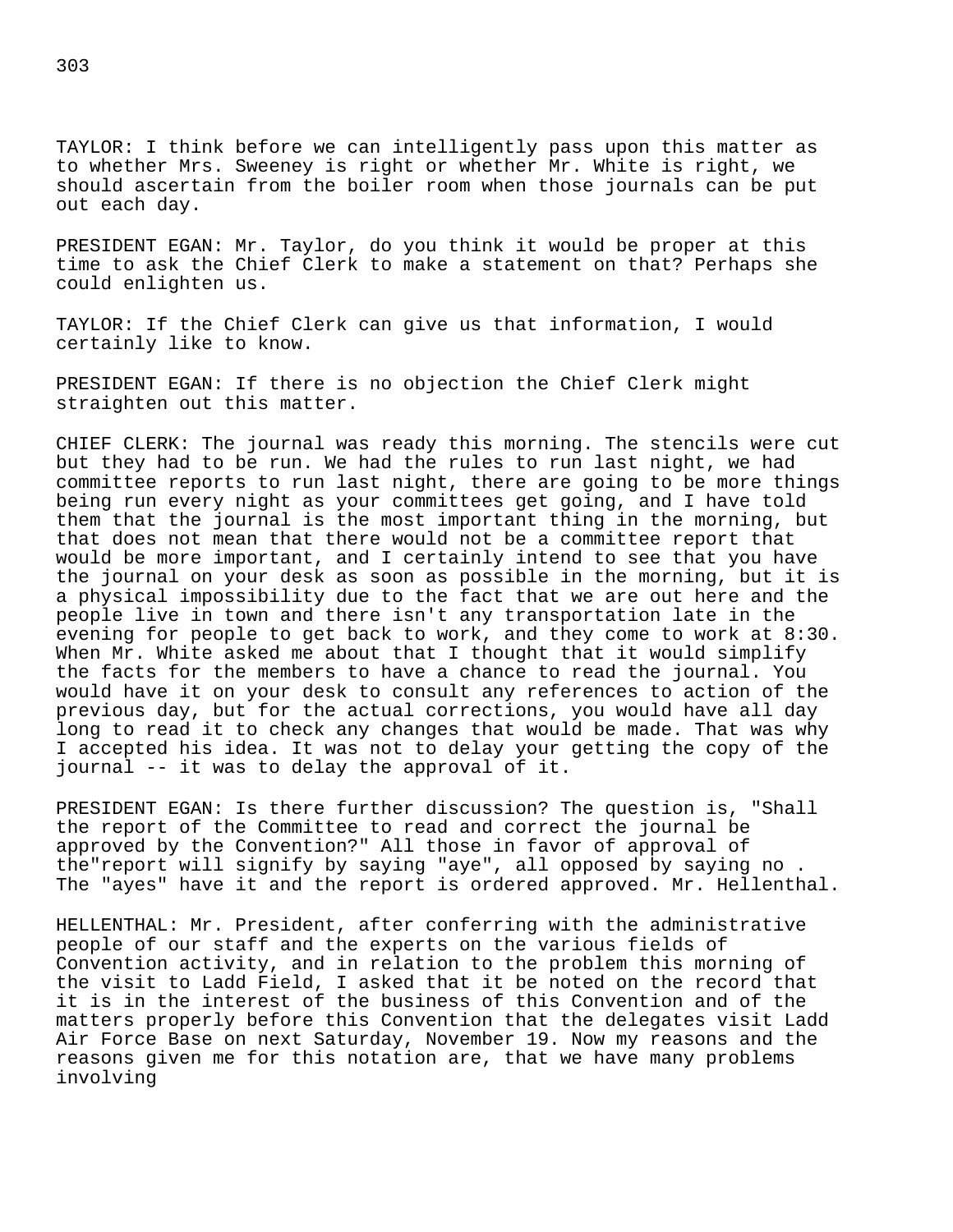TAYLOR: I think before we can intelligently pass upon this matter as to whether Mrs. Sweeney is right or whether Mr. White is right, we should ascertain from the boiler room when those journals can be put out each day.

PRESIDENT EGAN: Mr. Taylor, do you think it would be proper at this time to ask the Chief Clerk to make a statement on that? Perhaps she could enlighten us.

TAYLOR: If the Chief Clerk can give us that information, I would certainly like to know.

PRESIDENT EGAN: If there is no objection the Chief Clerk might straighten out this matter.

CHIEF CLERK: The journal was ready this morning. The stencils were cut but they had to be run. We had the rules to run last night, we had committee reports to run last night, there are going to be more things being run every night as your committees get going, and I have told them that the journal is the most important thing in the morning, but that does not mean that there would not be a committee report that would be more important, and I certainly intend to see that you have the journal on your desk as soon as possible in the morning, but it is a physical impossibility due to the fact that we are out here and the people live in town and there isn't any transportation late in the evening for people to get back to work, and they come to work at 8:30. When Mr. White asked me about that I thought that it would simplify the facts for the members to have a chance to read the journal. You would have it on your desk to consult any references to action of the previous day, but for the actual corrections, you would have all day long to read it to check any changes that would be made. That was why I accepted his idea. It was not to delay your getting the copy of the journal -- it was to delay the approval of it.

PRESIDENT EGAN: Is there further discussion? The question is, "Shall the report of the Committee to read and correct the journal be approved by the Convention?" All those in favor of approval of the"report will signify by saying "aye", all opposed by saying no . The "ayes" have it and the report is ordered approved. Mr. Hellenthal.

HELLENTHAL: Mr. President, after conferring with the administrative people of our staff and the experts on the various fields of Convention activity, and in relation to the problem this morning of the visit to Ladd Field, I asked that it be noted on the record that it is in the interest of the business of this Convention and of the matters properly before this Convention that the delegates visit Ladd Air Force Base on next Saturday, November 19. Now my reasons and the reasons given me for this notation are, that we have many problems involving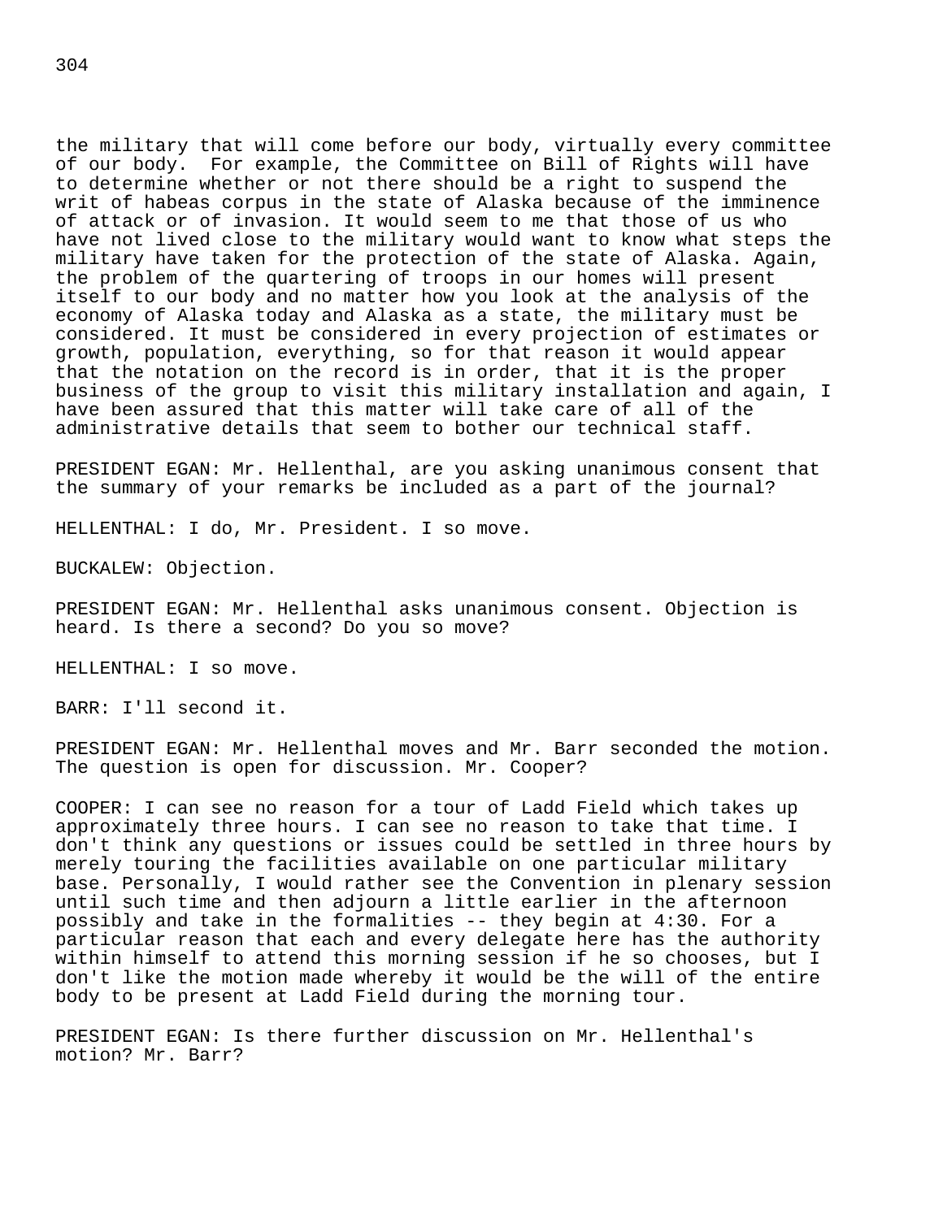the military that will come before our body, virtually every committee of our body. For example, the Committee on Bill of Rights will have to determine whether or not there should be a right to suspend the writ of habeas corpus in the state of Alaska because of the imminence of attack or of invasion. It would seem to me that those of us who have not lived close to the military would want to know what steps the military have taken for the protection of the state of Alaska. Again, the problem of the quartering of troops in our homes will present itself to our body and no matter how you look at the analysis of the economy of Alaska today and Alaska as a state, the military must be considered. It must be considered in every projection of estimates or growth, population, everything, so for that reason it would appear that the notation on the record is in order, that it is the proper business of the group to visit this military installation and again, I have been assured that this matter will take care of all of the administrative details that seem to bother our technical staff.

PRESIDENT EGAN: Mr. Hellenthal, are you asking unanimous consent that the summary of your remarks be included as a part of the journal?

HELLENTHAL: I do, Mr. President. I so move.

BUCKALEW: Objection.

PRESIDENT EGAN: Mr. Hellenthal asks unanimous consent. Objection is heard. Is there a second? Do you so move?

HELLENTHAL: I so move.

BARR: I'll second it.

PRESIDENT EGAN: Mr. Hellenthal moves and Mr. Barr seconded the motion. The question is open for discussion. Mr. Cooper?

COOPER: I can see no reason for a tour of Ladd Field which takes up approximately three hours. I can see no reason to take that time. I don't think any questions or issues could be settled in three hours by merely touring the facilities available on one particular military base. Personally, I would rather see the Convention in plenary session until such time and then adjourn a little earlier in the afternoon possibly and take in the formalities -- they begin at 4:30. For a particular reason that each and every delegate here has the authority within himself to attend this morning session if he so chooses, but I don't like the motion made whereby it would be the will of the entire body to be present at Ladd Field during the morning tour.

PRESIDENT EGAN: Is there further discussion on Mr. Hellenthal's motion? Mr. Barr?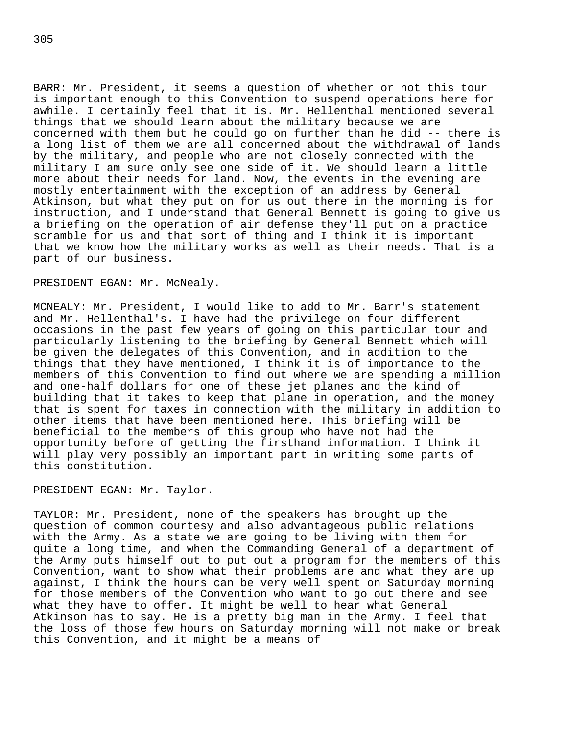BARR: Mr. President, it seems a question of whether or not this tour is important enough to this Convention to suspend operations here for awhile. I certainly feel that it is. Mr. Hellenthal mentioned several things that we should learn about the military because we are concerned with them but he could go on further than he did -- there is a long list of them we are all concerned about the withdrawal of lands by the military, and people who are not closely connected with the military I am sure only see one side of it. We should learn a little more about their needs for land. Now, the events in the evening are mostly entertainment with the exception of an address by General Atkinson, but what they put on for us out there in the morning is for instruction, and I understand that General Bennett is going to give us a briefing on the operation of air defense they'll put on a practice scramble for us and that sort of thing and I think it is important that we know how the military works as well as their needs. That is a part of our business.

PRESIDENT EGAN: Mr. McNealy.

MCNEALY: Mr. President, I would like to add to Mr. Barr's statement and Mr. Hellenthal's. I have had the privilege on four different occasions in the past few years of going on this particular tour and particularly listening to the briefing by General Bennett which will be given the delegates of this Convention, and in addition to the things that they have mentioned, I think it is of importance to the members of this Convention to find out where we are spending a million and one-half dollars for one of these jet planes and the kind of building that it takes to keep that plane in operation, and the money that is spent for taxes in connection with the military in addition to other items that have been mentioned here. This briefing will be beneficial to the members of this group who have not had the opportunity before of getting the firsthand information. I think it will play very possibly an important part in writing some parts of this constitution.

PRESIDENT EGAN: Mr. Taylor.

TAYLOR: Mr. President, none of the speakers has brought up the question of common courtesy and also advantageous public relations with the Army. As a state we are going to be living with them for quite a long time, and when the Commanding General of a department of the Army puts himself out to put out a program for the members of this Convention, want to show what their problems are and what they are up against, I think the hours can be very well spent on Saturday morning for those members of the Convention who want to go out there and see what they have to offer. It might be well to hear what General Atkinson has to say. He is a pretty big man in the Army. I feel that the loss of those few hours on Saturday morning will not make or break this Convention, and it might be a means of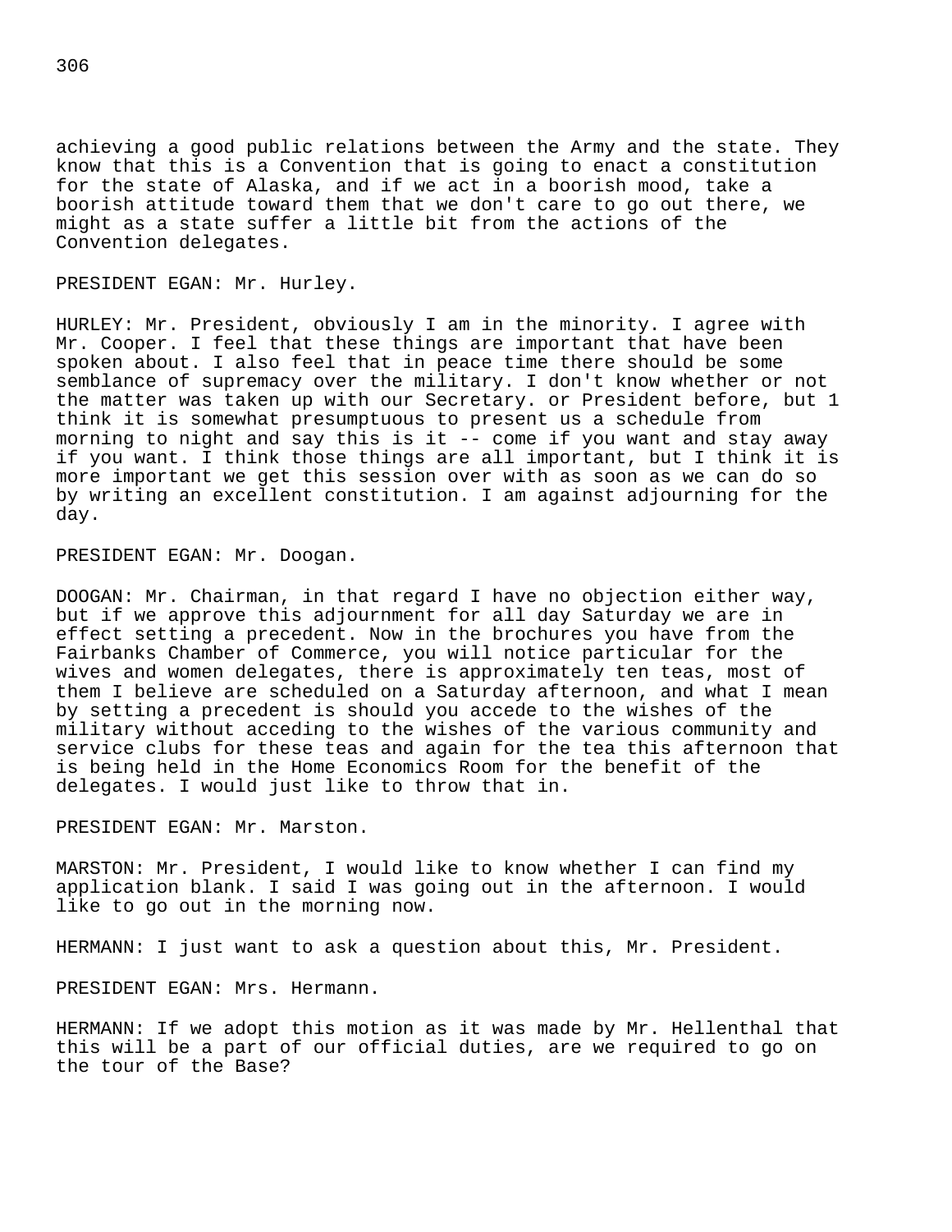achieving a good public relations between the Army and the state. They know that this is a Convention that is going to enact a constitution for the state of Alaska, and if we act in a boorish mood, take a boorish attitude toward them that we don't care to go out there, we might as a state suffer a little bit from the actions of the Convention delegates.

PRESIDENT EGAN: Mr. Hurley.

HURLEY: Mr. President, obviously I am in the minority. I agree with Mr. Cooper. I feel that these things are important that have been spoken about. I also feel that in peace time there should be some semblance of supremacy over the military. I don't know whether or not the matter was taken up with our Secretary. or President before, but 1 think it is somewhat presumptuous to present us a schedule from morning to night and say this is it -- come if you want and stay away if you want. I think those things are all important, but I think it is more important we get this session over with as soon as we can do so by writing an excellent constitution. I am against adjourning for the day.

PRESIDENT EGAN: Mr. Doogan.

DOOGAN: Mr. Chairman, in that regard I have no objection either way, but if we approve this adjournment for all day Saturday we are in effect setting a precedent. Now in the brochures you have from the Fairbanks Chamber of Commerce, you will notice particular for the wives and women delegates, there is approximately ten teas, most of them I believe are scheduled on a Saturday afternoon, and what I mean by setting a precedent is should you accede to the wishes of the military without acceding to the wishes of the various community and service clubs for these teas and again for the tea this afternoon that is being held in the Home Economics Room for the benefit of the delegates. I would just like to throw that in.

PRESIDENT EGAN: Mr. Marston.

MARSTON: Mr. President, I would like to know whether I can find my application blank. I said I was going out in the afternoon. I would like to go out in the morning now.

HERMANN: I just want to ask a question about this, Mr. President.

PRESIDENT EGAN: Mrs. Hermann.

HERMANN: If we adopt this motion as it was made by Mr. Hellenthal that this will be a part of our official duties, are we required to go on the tour of the Base?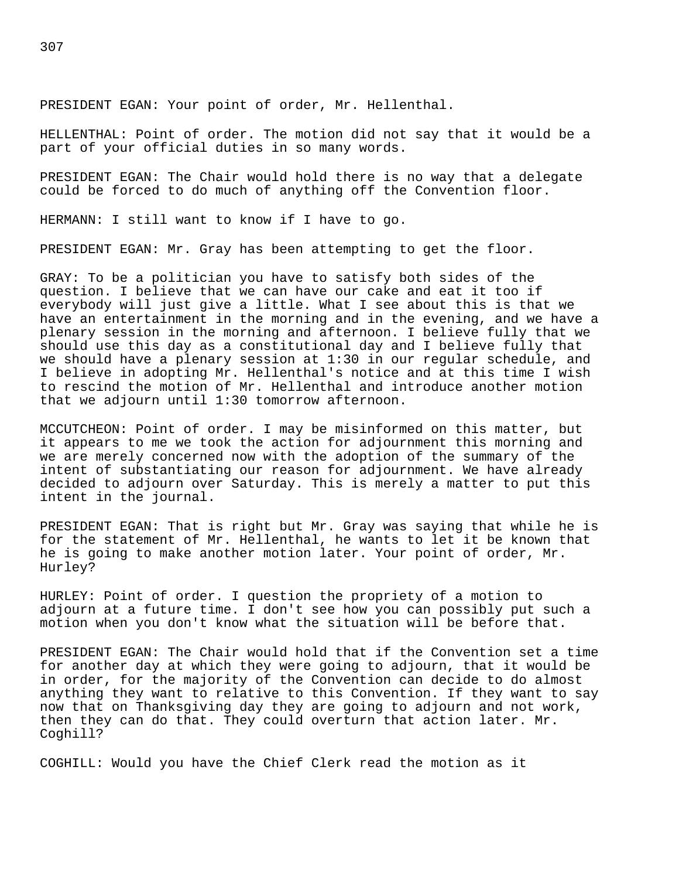PRESIDENT EGAN: Your point of order, Mr. Hellenthal.

HELLENTHAL: Point of order. The motion did not say that it would be a part of your official duties in so many words.

PRESIDENT EGAN: The Chair would hold there is no way that a delegate could be forced to do much of anything off the Convention floor.

HERMANN: I still want to know if I have to go.

PRESIDENT EGAN: Mr. Gray has been attempting to get the floor.

GRAY: To be a politician you have to satisfy both sides of the question. I believe that we can have our cake and eat it too if everybody will just give a little. What I see about this is that we have an entertainment in the morning and in the evening, and we have a plenary session in the morning and afternoon. I believe fully that we should use this day as a constitutional day and I believe fully that we should have a plenary session at 1:30 in our regular schedule, and I believe in adopting Mr. Hellenthal's notice and at this time I wish to rescind the motion of Mr. Hellenthal and introduce another motion that we adjourn until 1:30 tomorrow afternoon.

MCCUTCHEON: Point of order. I may be misinformed on this matter, but it appears to me we took the action for adjournment this morning and we are merely concerned now with the adoption of the summary of the intent of substantiating our reason for adjournment. We have already decided to adjourn over Saturday. This is merely a matter to put this intent in the journal.

PRESIDENT EGAN: That is right but Mr. Gray was saying that while he is for the statement of Mr. Hellenthal, he wants to let it be known that he is going to make another motion later. Your point of order, Mr. Hurley?

HURLEY: Point of order. I question the propriety of a motion to adjourn at a future time. I don't see how you can possibly put such a motion when you don't know what the situation will be before that.

PRESIDENT EGAN: The Chair would hold that if the Convention set a time for another day at which they were going to adjourn, that it would be in order, for the majority of the Convention can decide to do almost anything they want to relative to this Convention. If they want to say now that on Thanksgiving day they are going to adjourn and not work, then they can do that. They could overturn that action later. Mr. Coghill?

COGHILL: Would you have the Chief Clerk read the motion as it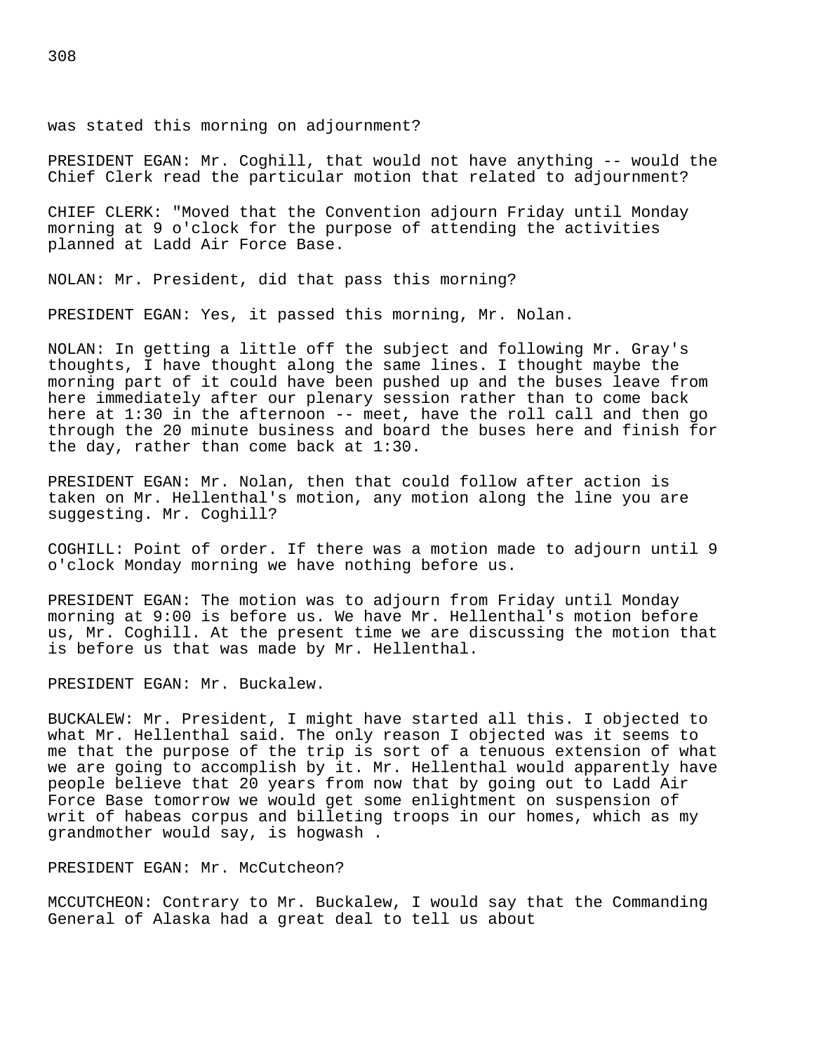was stated this morning on adjournment?

PRESIDENT EGAN: Mr. Coghill, that would not have anything -- would the Chief Clerk read the particular motion that related to adjournment?

CHIEF CLERK: "Moved that the Convention adjourn Friday until Monday morning at 9 o'clock for the purpose of attending the activities planned at Ladd Air Force Base.

NOLAN: Mr. President, did that pass this morning?

PRESIDENT EGAN: Yes, it passed this morning, Mr. Nolan.

NOLAN: In getting a little off the subject and following Mr. Gray's thoughts, I have thought along the same lines. I thought maybe the morning part of it could have been pushed up and the buses leave from here immediately after our plenary session rather than to come back here at 1:30 in the afternoon -- meet, have the roll call and then go through the 20 minute business and board the buses here and finish for the day, rather than come back at 1:30.

PRESIDENT EGAN: Mr. Nolan, then that could follow after action is taken on Mr. Hellenthal's motion, any motion along the line you are suggesting. Mr. Coghill?

COGHILL: Point of order. If there was a motion made to adjourn until 9 o'clock Monday morning we have nothing before us.

PRESIDENT EGAN: The motion was to adjourn from Friday until Monday morning at 9:00 is before us. We have Mr. Hellenthal's motion before us, Mr. Coghill. At the present time we are discussing the motion that is before us that was made by Mr. Hellenthal.

PRESIDENT EGAN: Mr. Buckalew.

BUCKALEW: Mr. President, I might have started all this. I objected to what Mr. Hellenthal said. The only reason I objected was it seems to me that the purpose of the trip is sort of a tenuous extension of what we are going to accomplish by it. Mr. Hellenthal would apparently have people believe that 20 years from now that by going out to Ladd Air Force Base tomorrow we would get some enlightment on suspension of writ of habeas corpus and billeting troops in our homes, which as my grandmother would say, is hogwash .

PRESIDENT EGAN: Mr. McCutcheon?

MCCUTCHEON: Contrary to Mr. Buckalew, I would say that the Commanding General of Alaska had a great deal to tell us about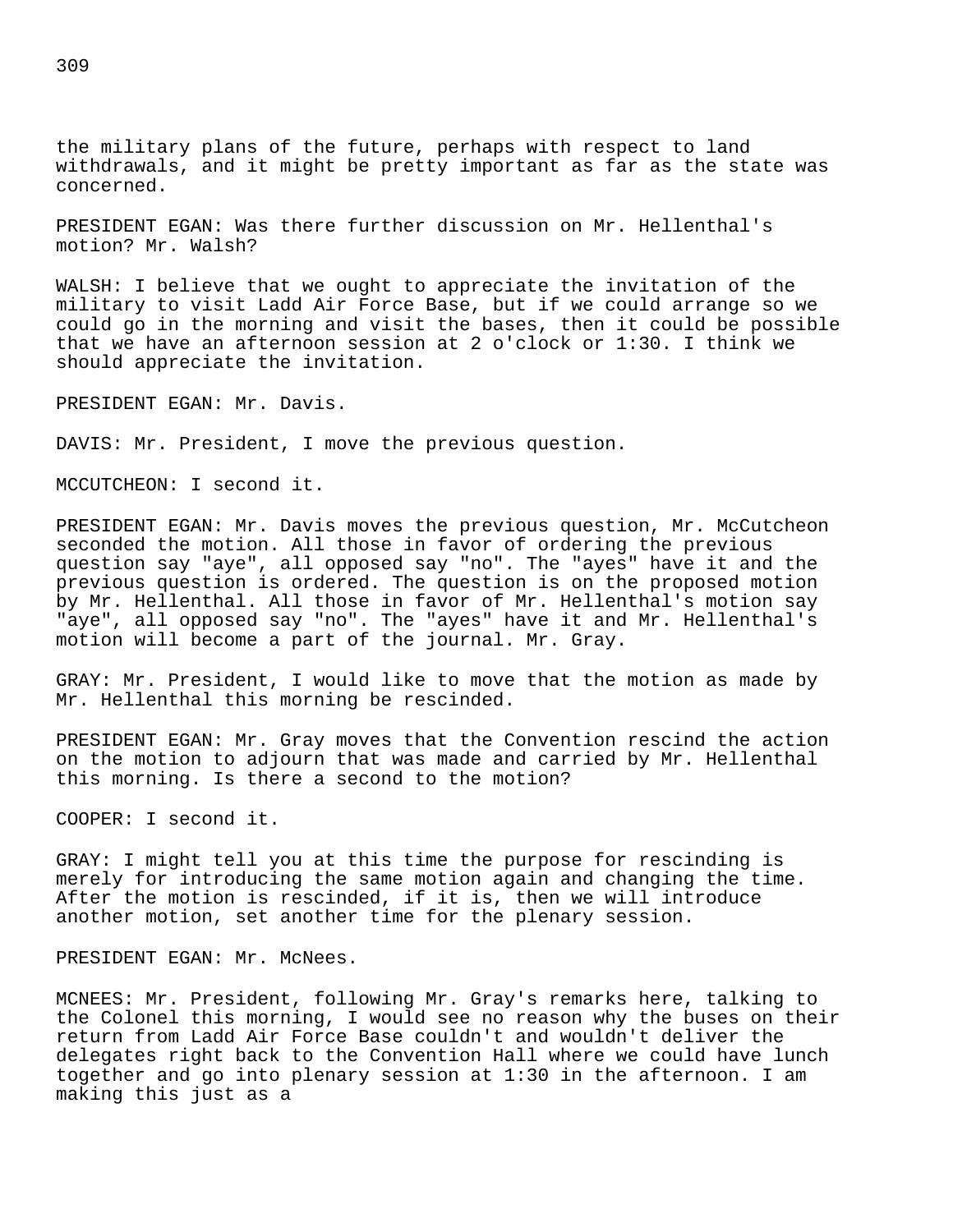the military plans of the future, perhaps with respect to land withdrawals, and it might be pretty important as far as the state was concerned.

PRESIDENT EGAN: Was there further discussion on Mr. Hellenthal's motion? Mr. Walsh?

WALSH: I believe that we ought to appreciate the invitation of the military to visit Ladd Air Force Base, but if we could arrange so we could go in the morning and visit the bases, then it could be possible that we have an afternoon session at 2 o'clock or 1:30. I think we should appreciate the invitation.

PRESIDENT EGAN: Mr. Davis.

DAVIS: Mr. President, I move the previous question.

MCCUTCHEON: I second it.

PRESIDENT EGAN: Mr. Davis moves the previous question, Mr. McCutcheon seconded the motion. All those in favor of ordering the previous question say "aye", all opposed say "no". The "ayes" have it and the previous question is ordered. The question is on the proposed motion by Mr. Hellenthal. All those in favor of Mr. Hellenthal's motion say "aye", all opposed say "no". The "ayes" have it and Mr. Hellenthal's motion will become a part of the journal. Mr. Gray.

GRAY: Mr. President, I would like to move that the motion as made by Mr. Hellenthal this morning be rescinded.

PRESIDENT EGAN: Mr. Gray moves that the Convention rescind the action on the motion to adjourn that was made and carried by Mr. Hellenthal this morning. Is there a second to the motion?

COOPER: I second it.

GRAY: I might tell you at this time the purpose for rescinding is merely for introducing the same motion again and changing the time. After the motion is rescinded, if it is, then we will introduce another motion, set another time for the plenary session.

PRESIDENT EGAN: Mr. McNees.

MCNEES: Mr. President, following Mr. Gray's remarks here, talking to the Colonel this morning, I would see no reason why the buses on their return from Ladd Air Force Base couldn't and wouldn't deliver the delegates right back to the Convention Hall where we could have lunch together and go into plenary session at 1:30 in the afternoon. I am making this just as a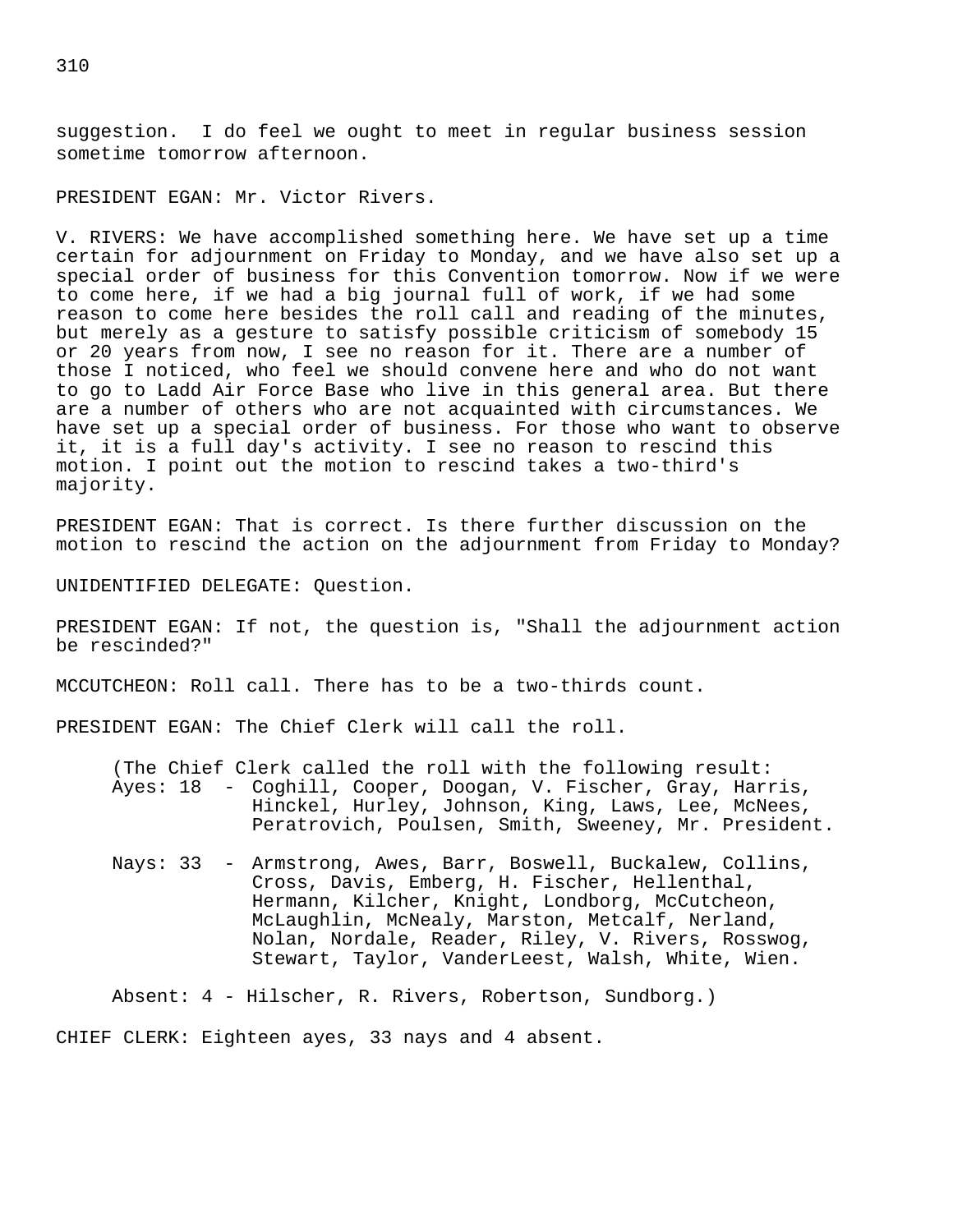suggestion. I do feel we ought to meet in regular business session sometime tomorrow afternoon.

PRESIDENT EGAN: Mr. Victor Rivers.

V. RIVERS: We have accomplished something here. We have set up a time certain for adjournment on Friday to Monday, and we have also set up a special order of business for this Convention tomorrow. Now if we were to come here, if we had a big journal full of work, if we had some reason to come here besides the roll call and reading of the minutes, but merely as a gesture to satisfy possible criticism of somebody 15 or 20 years from now, I see no reason for it. There are a number of those I noticed, who feel we should convene here and who do not want to go to Ladd Air Force Base who live in this general area. But there are a number of others who are not acquainted with circumstances. We have set up a special order of business. For those who want to observe it, it is a full day's activity. I see no reason to rescind this motion. I point out the motion to rescind takes a two-third's majority.

PRESIDENT EGAN: That is correct. Is there further discussion on the motion to rescind the action on the adjournment from Friday to Monday?

UNIDENTIFIED DELEGATE: Question.

PRESIDENT EGAN: If not, the question is, "Shall the adjournment action be rescinded?"

MCCUTCHEON: Roll call. There has to be a two-thirds count.

PRESIDENT EGAN: The Chief Clerk will call the roll.

(The Chief Clerk called the roll with the following result:

Ayes: 18 - Coghill, Cooper, Doogan, V. Fischer, Gray, Harris, Hinckel, Hurley, Johnson, King, Laws, Lee, McNees, Peratrovich, Poulsen, Smith, Sweeney, Mr. President.

Nays: 33 - Armstrong, Awes, Barr, Boswell, Buckalew, Collins, Cross, Davis, Emberg, H. Fischer, Hellenthal, Hermann, Kilcher, Knight, Londborg, McCutcheon, McLaughlin, McNealy, Marston, Metcalf, Nerland, Nolan, Nordale, Reader, Riley, V. Rivers, Rosswog, Stewart, Taylor, VanderLeest, Walsh, White, Wien.

Absent: 4 - Hilscher, R. Rivers, Robertson, Sundborg.)

CHIEF CLERK: Eighteen ayes, 33 nays and 4 absent.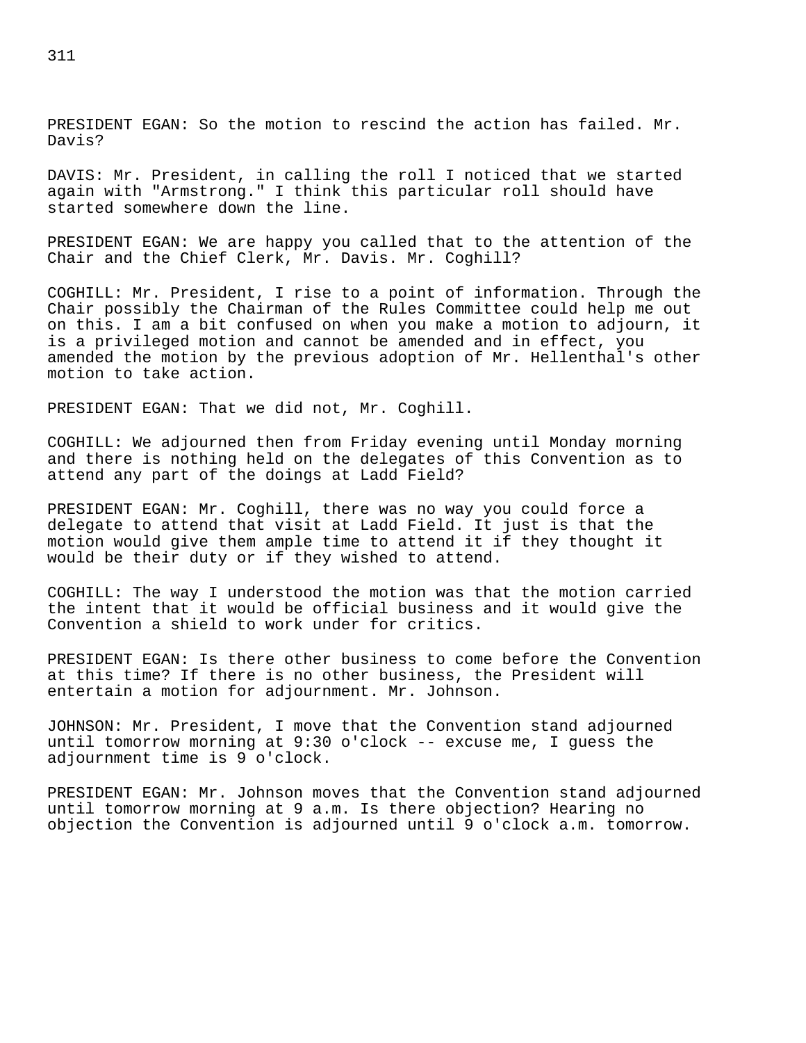PRESIDENT EGAN: So the motion to rescind the action has failed. Mr. Davis?

DAVIS: Mr. President, in calling the roll I noticed that we started again with "Armstrong." I think this particular roll should have started somewhere down the line.

PRESIDENT EGAN: We are happy you called that to the attention of the Chair and the Chief Clerk, Mr. Davis. Mr. Coghill?

COGHILL: Mr. President, I rise to a point of information. Through the Chair possibly the Chairman of the Rules Committee could help me out on this. I am a bit confused on when you make a motion to adjourn, it is a privileged motion and cannot be amended and in effect, you amended the motion by the previous adoption of Mr. Hellenthal's other motion to take action.

PRESIDENT EGAN: That we did not, Mr. Coghill.

COGHILL: We adjourned then from Friday evening until Monday morning and there is nothing held on the delegates of this Convention as to attend any part of the doings at Ladd Field?

PRESIDENT EGAN: Mr. Coghill, there was no way you could force a delegate to attend that visit at Ladd Field. It just is that the motion would give them ample time to attend it if they thought it would be their duty or if they wished to attend.

COGHILL: The way I understood the motion was that the motion carried the intent that it would be official business and it would give the Convention a shield to work under for critics.

PRESIDENT EGAN: Is there other business to come before the Convention at this time? If there is no other business, the President will entertain a motion for adjournment. Mr. Johnson.

JOHNSON: Mr. President, I move that the Convention stand adjourned until tomorrow morning at 9:30 o'clock -- excuse me, I guess the adjournment time is 9 o'clock.

PRESIDENT EGAN: Mr. Johnson moves that the Convention stand adjourned until tomorrow morning at 9 a.m. Is there objection? Hearing no objection the Convention is adjourned until 9 o'clock a.m. tomorrow.